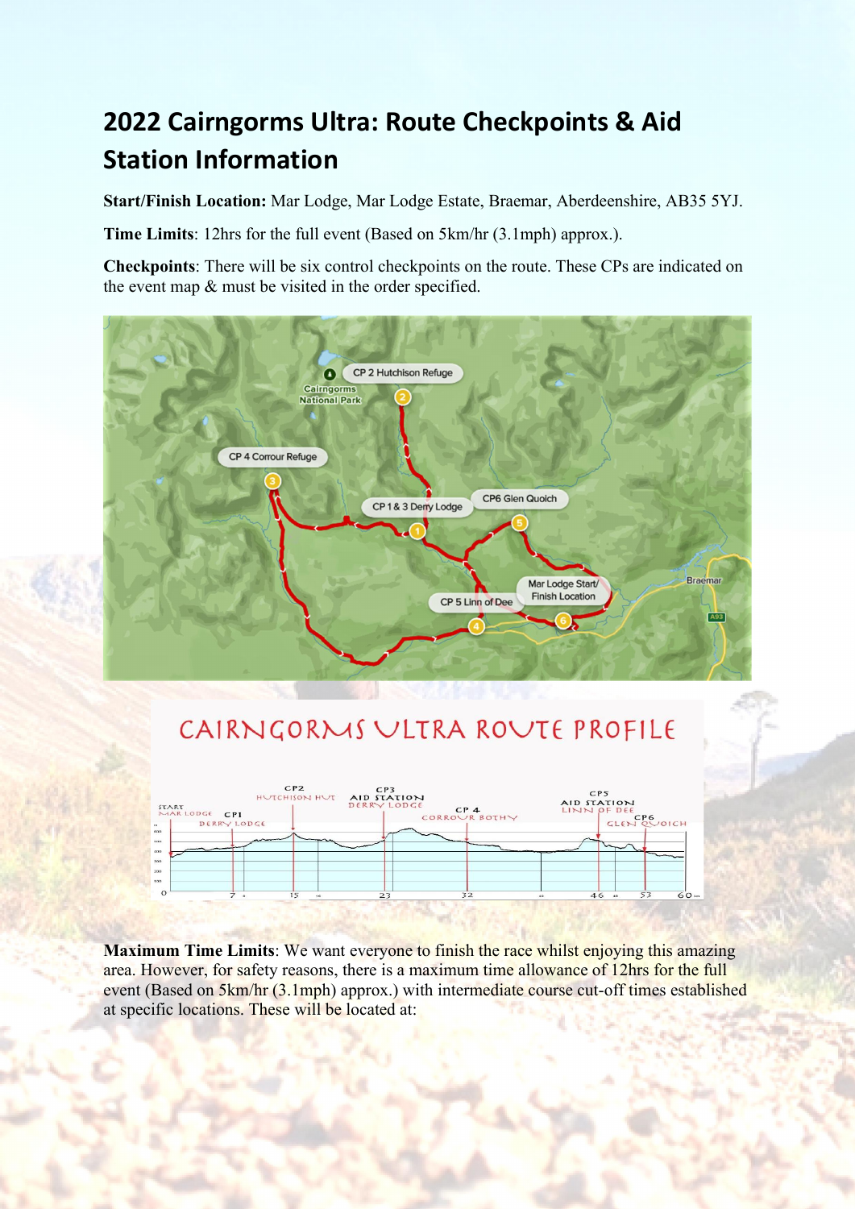# 2022 Cairngorms Ultra: Route Checkpoints & Aid Station Information

**Start/Finish Location:** Mar Lodge, Mar Lodge Estate, Braemar, Aberdeenshire, AB35 5YJ.

**Time Limits**: 12hrs for the full event (Based on 5km/hr (3.1mph) approx.).

**Checkpoints**: There will be six control checkpoints on the route. These CPs are indicated on the event map & must be visited in the order specified.

**Maximum Time Limits**: We want everyone to finish the race whilst enjoying this amazing area. However, for safety reasons, there is a maximum time allowance of 12hrs for the full event (Based on 5km/hr (3.1mph) approx.) with intermediate course cut-off times established at specific locations. These will be located at: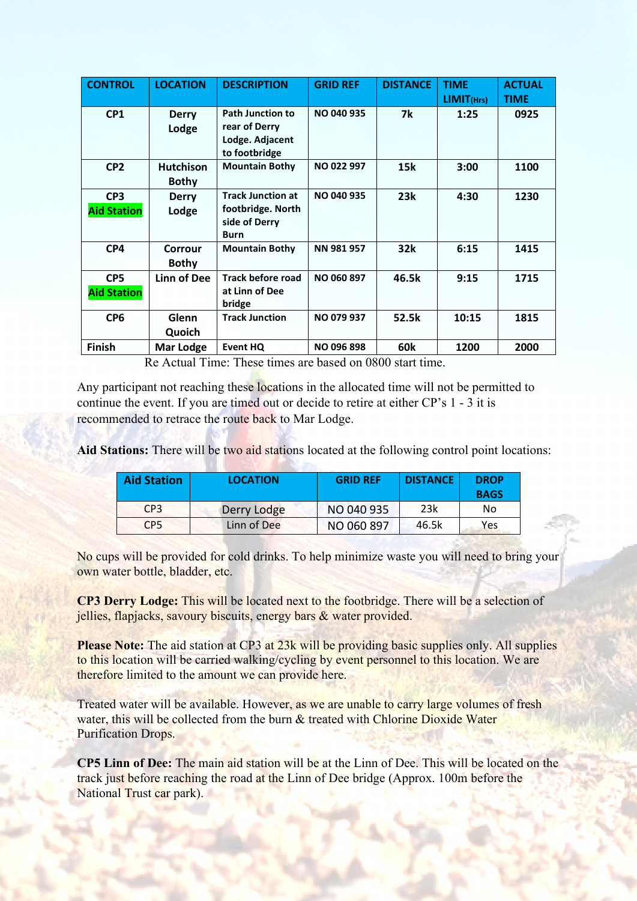| CONTROL | LOCATION | DESCRIPTION | GRID REF | DISTANCE | TIME LIMIT(Hrs) | ACTUAL TIME |
|---|---|---|---|---|---|---|
| CP1 | Derry Lodge | Path Junction to rear of Derry Lodge. Adjacent to footbridge | NO 040 935 | 7k | 1:25 | 0925 |
| CP2 | Hutchison Bothy | Mountain Bothy | NO 022 997 | 15k | 3:00 | 1100 |
| CP3 Aid Station | Derry Lodge | Track Junction at footbridge. North side of Derry Burn | NO 040 935 | 23k | 4:30 | 1230 |
| CP4 | Corrour Bothy | Mountain Bothy | NN 981 957 | 32k | 6:15 | 1415 |
| CP5 Aid Station | Linn of Dee | Track before road at Linn of Dee bridge | NO 060 897 | 46.5k | 9:15 | 1715 |
| CP6 | Glenn Quoich | Track Junction | NO 079 937 | 52.5k | 10:15 | 1815 |
| Finish | Mar Lodge | Event HQ | NO 096 898 | 60k | 1200 | 2000 |

Re Actual Time: These times are based on 0800 start time.

Any participant not reaching these locations in the allocated time will not be permitted to continue the event. If you are timed out or decide to retire at either CP's 1 - 3 it is recommended to retrace the route back to Mar Lodge.

**Aid Stations:** There will be two aid stations located at the following control point locations:

| Aid Station | LOCATION | GRID REF | DISTANCE | DROP BAGS |
|---|---|---|---|---|
| CP3 | Derry Lodge | NO 040 935 | 23k | No |
| CP5 | Linn of Dee | NO 060 897 | 46.5k | Yes |

No cups will be provided for cold drinks. To help minimize waste you will need to bring your own water bottle, bladder, etc.

**CP3 Derry Lodge:** This will be located next to the footbridge. There will be a selection of jellies, flapjacks, savoury biscuits, energy bars & water provided.

**Please Note:** The aid station at CP3 at 23k will be providing basic supplies only. All supplies to this location will be carried walking/cycling by event personnel to this location. We are therefore limited to the amount we can provide here.

Treated water will be available. However, as we are unable to carry large volumes of fresh water, this will be collected from the burn & treated with Chlorine Dioxide Water Purification Drops.

**CP5 Linn of Dee:** The main aid station will be at the Linn of Dee. This will be located on the track just before reaching the road at the Linn of Dee bridge (Approx. 100m before the National Trust car park).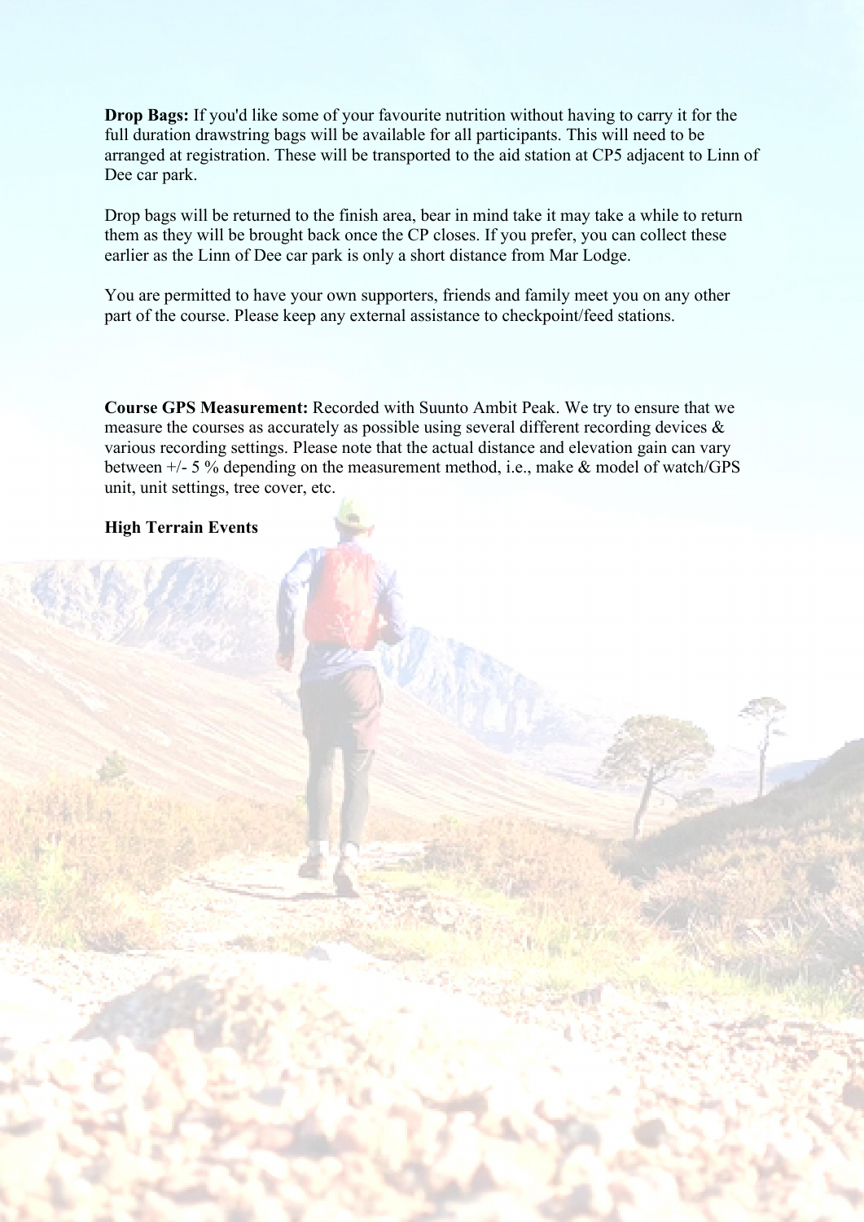**Drop Bags:** If you'd like some of your favourite nutrition without having to carry it for the full duration drawstring bags will be available for all participants. This will need to be arranged at registration. These will be transported to the aid station at CP5 adjacent to Linn of Dee car park.

Drop bags will be returned to the finish area, bear in mind take it may take a while to return them as they will be brought back once the CP closes. If you prefer, you can collect these earlier as the Linn of Dee car park is only a short distance from Mar Lodge.

You are permitted to have your own supporters, friends and family meet you on any other part of the course. Please keep any external assistance to checkpoint/feed stations.

**Course GPS Measurement:** Recorded with Suunto Ambit Peak. We try to ensure that we measure the courses as accurately as possible using several different recording devices & various recording settings. Please note that the actual distance and elevation gain can vary between +/- 5 % depending on the measurement method, i.e., make & model of watch/GPS unit, unit settings, tree cover, etc.

**High Terrain Events**